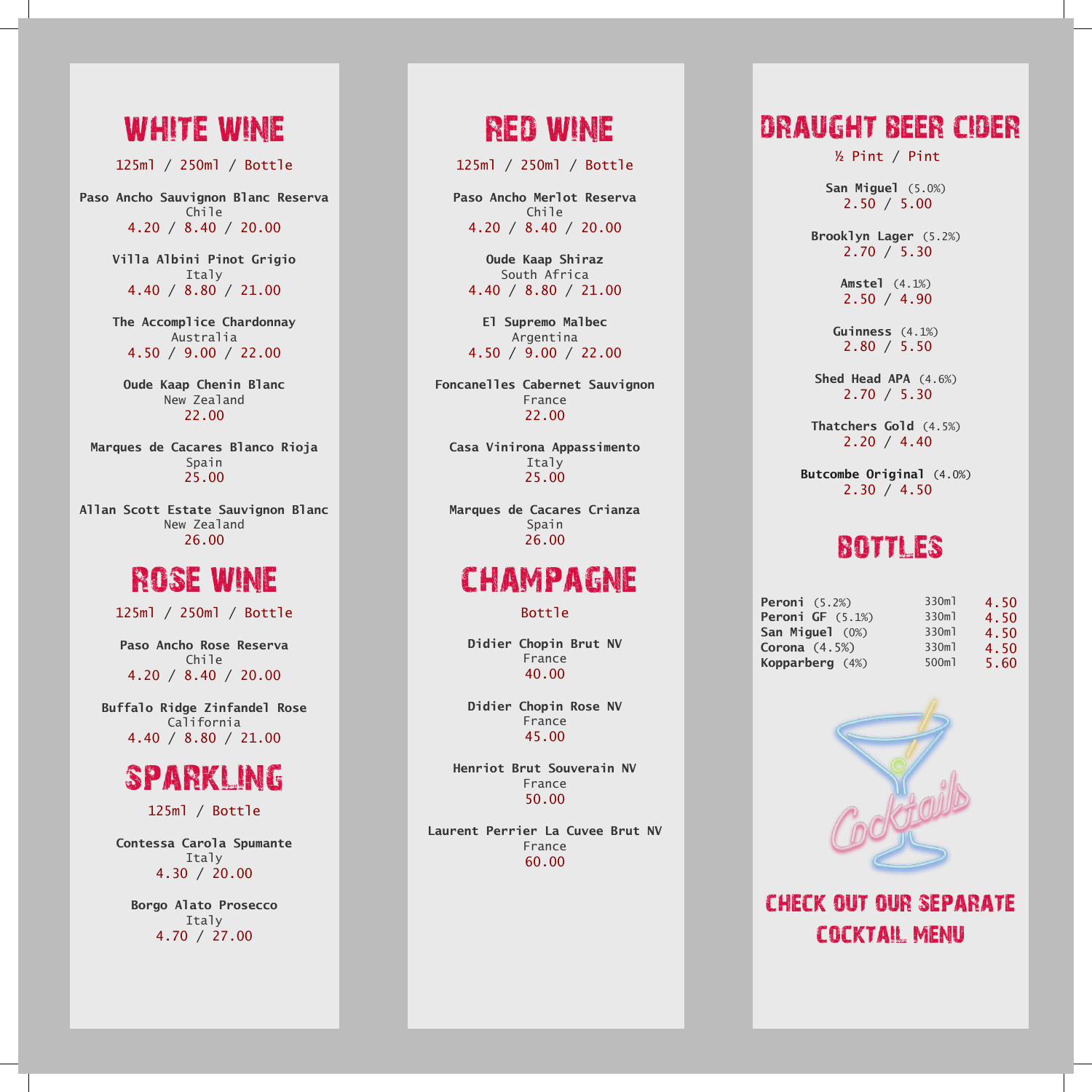# WHITE WINE

125ml / 250ml / Bottle

**Paso Ancho Sauvignon Blanc Reserva**
Chile
4.20 / 8.40 / 20.00

**Villa Albini Pinot Grigio**
Italy
4.40 / 8.80 / 21.00

**The Accomplice Chardonnay**
Australia
4.50 / 9.00 / 22.00

**Oude Kaap Chenin Blanc**
New Zealand
22.00

**Marques de Cacares Blanco Rioja**
Spain
25.00

**Allan Scott Estate Sauvignon Blanc**
New Zealand
26.00

# ROSE WINE

125ml / 250ml / Bottle

**Paso Ancho Rose Reserva**
Chile
4.20 / 8.40 / 20.00

**Buffalo Ridge Zinfandel Rose**
California
4.40 / 8.80 / 21.00

# SPARKLING

125ml / Bottle

**Contessa Carola Spumante**
Italy
4.30 / 20.00

**Borgo Alato Prosecco**
Italy
4.70 / 27.00

# RED WINE

125ml / 250ml / Bottle

**Paso Ancho Merlot Reserva**
Chile
4.20 / 8.40 / 20.00

**Oude Kaap Shiraz**
South Africa
4.40 / 8.80 / 21.00

**El Supremo Malbec**
Argentina
4.50 / 9.00 / 22.00

**Foncanelles Cabernet Sauvignon**
France
22.00

**Casa Vinirona Appassimento**
Italy
25.00

**Marques de Cacares Crianza**
Spain
26.00

# CHAMPAGNE

Bottle

**Didier Chopin Brut NV**
France
40.00

**Didier Chopin Rose NV**
France
45.00

**Henriot Brut Souverain NV**
France
50.00

**Laurent Perrier La Cuvee Brut NV**
France
60.00

# DRAUGHT BEER CIDER

½ Pint / Pint

**San Miguel** (5.0%)
2.50 / 5.00

**Brooklyn Lager** (5.2%)
2.70 / 5.30

**Amstel** (4.1%)
2.50 / 4.90

**Guinness** (4.1%)
2.80 / 5.50

**Shed Head APA** (4.6%)
2.70 / 5.30

**Thatchers Gold** (4.5%)
2.20 / 4.40

**Butcombe Original** (4.0%)
2.30 / 4.50

# BOTTLES

| | | |
|---|---|---|
| **Peroni** (5.2%) | 330ml | 4.50 |
| **Peroni GF** (5.1%) | 330ml | 4.50 |
| **San Miguel** (0%) | 330ml | 4.50 |
| **Corona** (4.5%) | 330ml | 4.50 |
| **Kopparberg** (4%) | 500ml | 5.60 |

Cocktails

## CHECK OUT OUR SEPARATE COCKTAIL MENU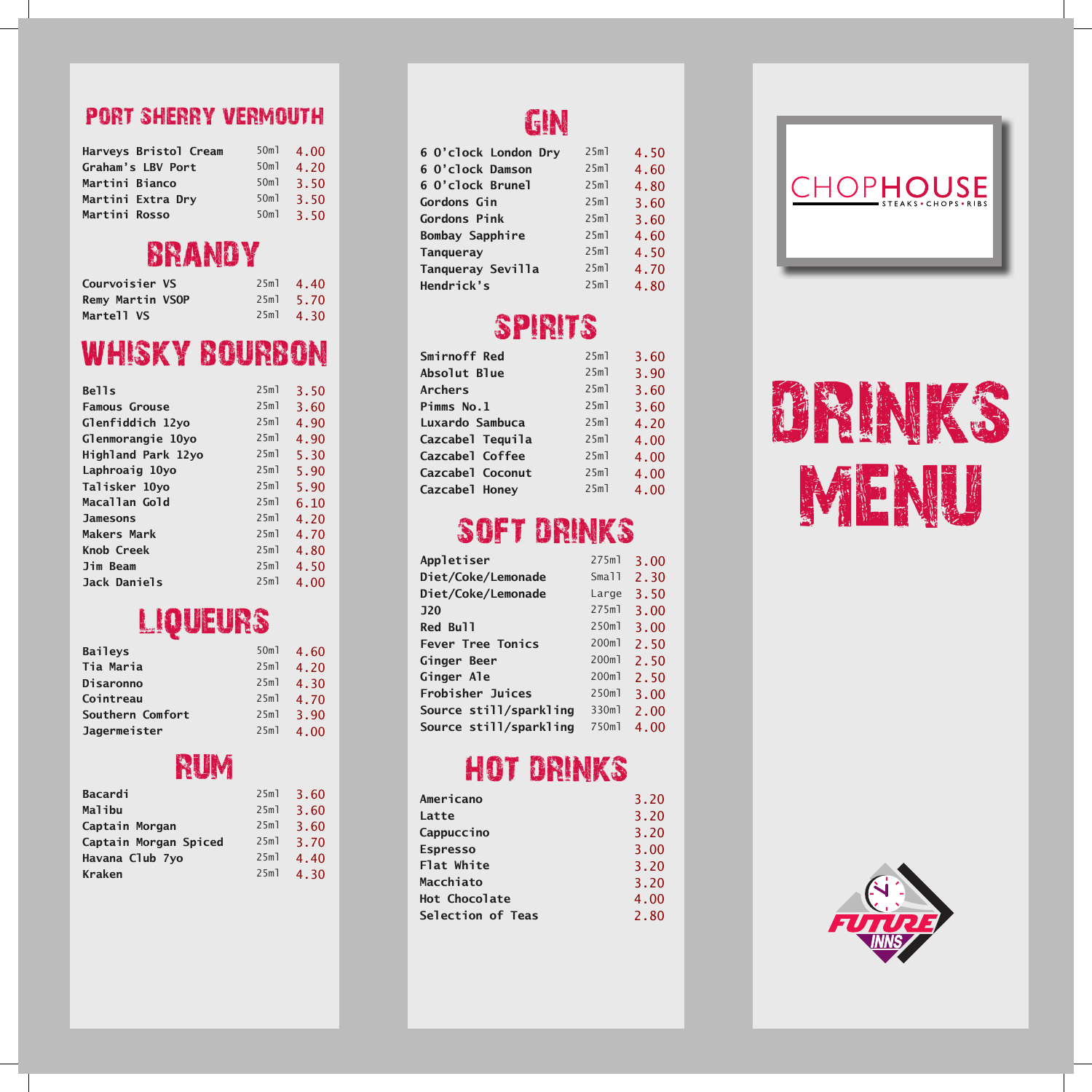## PORT SHERRY VERMOUTH

| | | |
|---|---|---|
| Harveys Bristol Cream | 50ml | 4.00 |
| Graham's LBV Port | 50ml | 4.20 |
| Martini Bianco | 50ml | 3.50 |
| Martini Extra Dry | 50ml | 3.50 |
| Martini Rosso | 50ml | 3.50 |

## BRANDY

| | | |
|---|---|---|
| Courvoisier VS | 25ml | 4.40 |
| Remy Martin VSOP | 25ml | 5.70 |
| Martell VS | 25ml | 4.30 |

## WHISKY BOURBON

| | | |
|---|---|---|
| Bells | 25ml | 3.50 |
| Famous Grouse | 25ml | 3.60 |
| Glenfiddich 12yo | 25ml | 4.90 |
| Glenmorangie 10yo | 25ml | 4.90 |
| Highland Park 12yo | 25ml | 5.30 |
| Laphroaig 10yo | 25ml | 5.90 |
| Talisker 10yo | 25ml | 5.90 |
| Macallan Gold | 25ml | 6.10 |
| Jamesons | 25ml | 4.20 |
| Makers Mark | 25ml | 4.70 |
| Knob Creek | 25ml | 4.80 |
| Jim Beam | 25ml | 4.50 |
| Jack Daniels | 25ml | 4.00 |

## LIQUEURS

| | | |
|---|---|---|
| Baileys | 50ml | 4.60 |
| Tia Maria | 25ml | 4.20 |
| Disaronno | 25ml | 4.30 |
| Cointreau | 25ml | 4.70 |
| Southern Comfort | 25ml | 3.90 |
| Jagermeister | 25ml | 4.00 |

## RUM

| | | |
|---|---|---|
| Bacardi | 25ml | 3.60 |
| Malibu | 25ml | 3.60 |
| Captain Morgan | 25ml | 3.60 |
| Captain Morgan Spiced | 25ml | 3.70 |
| Havana Club 7yo | 25ml | 4.40 |
| Kraken | 25ml | 4.30 |

## GIN

| | | |
|---|---|---|
| 6 O'clock London Dry | 25ml | 4.50 |
| 6 O'clock Damson | 25ml | 4.60 |
| 6 O'clock Brunel | 25ml | 4.80 |
| Gordons Gin | 25ml | 3.60 |
| Gordons Pink | 25ml | 3.60 |
| Bombay Sapphire | 25ml | 4.60 |
| Tanqueray | 25ml | 4.50 |
| Tanqueray Sevilla | 25ml | 4.70 |
| Hendrick's | 25ml | 4.80 |

## SPIRITS

| | | |
|---|---|---|
| Smirnoff Red | 25ml | 3.60 |
| Absolut Blue | 25ml | 3.90 |
| Archers | 25ml | 3.60 |
| Pimms No.1 | 25ml | 3.60 |
| Luxardo Sambuca | 25ml | 4.20 |
| Cazcabel Tequila | 25ml | 4.00 |
| Cazcabel Coffee | 25ml | 4.00 |
| Cazcabel Coconut | 25ml | 4.00 |
| Cazcabel Honey | 25ml | 4.00 |

## SOFT DRINKS

| | | |
|---|---|---|
| Appletiser | 275ml | 3.00 |
| Diet/Coke/Lemonade | Small | 2.30 |
| Diet/Coke/Lemonade | Large | 3.50 |
| J20 | 275ml | 3.00 |
| Red Bull | 250ml | 3.00 |
| Fever Tree Tonics | 200ml | 2.50 |
| Ginger Beer | 200ml | 2.50 |
| Ginger Ale | 200ml | 2.50 |
| Frobisher Juices | 250ml | 3.00 |
| Source still/sparkling | 330ml | 2.00 |
| Source still/sparkling | 750ml | 4.00 |

## HOT DRINKS

| | |
|---|---|
| Americano | 3.20 |
| Latte | 3.20 |
| Cappuccino | 3.20 |
| Espresso | 3.00 |
| Flat White | 3.20 |
| Macchiato | 3.20 |
| Hot Chocolate | 4.00 |
| Selection of Teas | 2.80 |

CHOPHOUSE

STEAKS • CHOPS • RIBS

# DRINKS MENU

FUTURE INNS